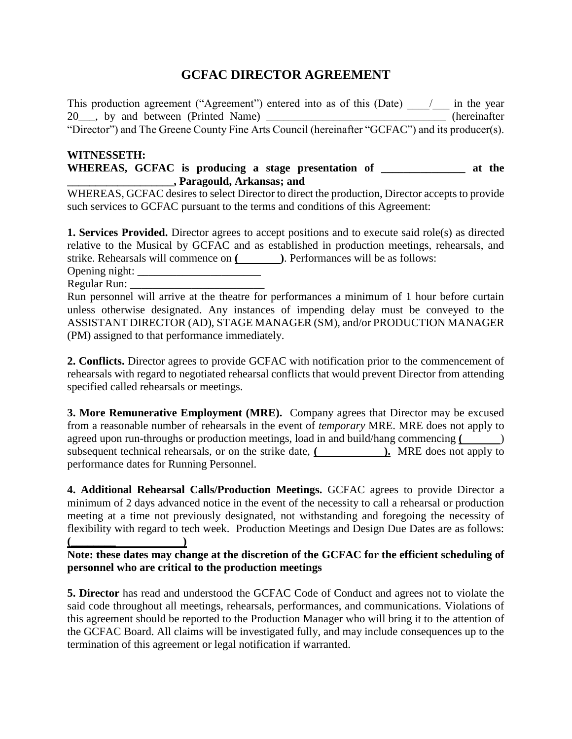# GCFAC DIRECTOR AGREEMENT

This production agreement ("Agreement") entered into as of this (Date) ____/___ in the year 20___, by and between (Printed Name) ________________________________ (hereinafter "Director") and The Greene County Fine Arts Council (hereinafter "GCFAC") and its producer(s).

**WITNESSETH:**

**WHEREAS, GCFAC is producing a stage presentation of _______________ at the ___________________, Paragould, Arkansas; and**

WHEREAS, GCFAC desires to select Director to direct the production, Director accepts to provide such services to GCFAC pursuant to the terms and conditions of this Agreement:

**1. Services Provided.** Director agrees to accept positions and to execute said role(s) as directed relative to the Musical by GCFAC and as established in production meetings, rehearsals, and strike. Rehearsals will commence on **(________)**. Performances will be as follows:

Opening night: ______________________

Regular Run: ________________________

Run personnel will arrive at the theatre for performances a minimum of 1 hour before curtain unless otherwise designated. Any instances of impending delay must be conveyed to the ASSISTANT DIRECTOR (AD), STAGE MANAGER (SM), and/or PRODUCTION MANAGER (PM) assigned to that performance immediately.

**2. Conflicts.** Director agrees to provide GCFAC with notification prior to the commencement of rehearsals with regard to negotiated rehearsal conflicts that would prevent Director from attending specified called rehearsals or meetings.

**3. More Remunerative Employment (MRE).** Company agrees that Director may be excused from a reasonable number of rehearsals in the event of *temporary* MRE. MRE does not apply to agreed upon run-throughs or production meetings, load in and build/hang commencing **(_______**) subsequent technical rehearsals, or on the strike date, **(____________).** MRE does not apply to performance dates for Running Personnel.

**4. Additional Rehearsal Calls/Production Meetings.** GCFAC agrees to provide Director a minimum of 2 days advanced notice in the event of the necessity to call a rehearsal or production meeting at a time not previously designated, not withstanding and foregoing the necessity of flexibility with regard to tech week. Production Meetings and Design Due Dates are as follows: **(________ ____________)**

**Note: these dates may change at the discretion of the GCFAC for the efficient scheduling of personnel who are critical to the production meetings**

**5. Director** has read and understood the GCFAC Code of Conduct and agrees not to violate the said code throughout all meetings, rehearsals, performances, and communications. Violations of this agreement should be reported to the Production Manager who will bring it to the attention of the GCFAC Board. All claims will be investigated fully, and may include consequences up to the termination of this agreement or legal notification if warranted.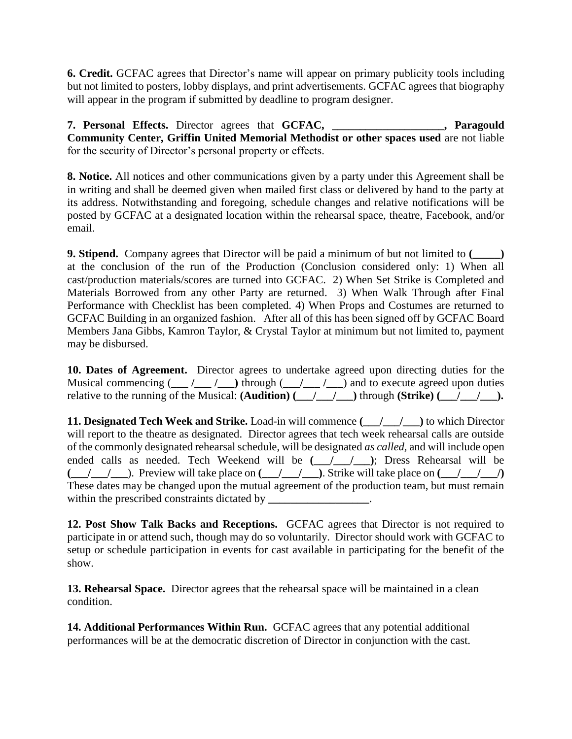**6. Credit.** GCFAC agrees that Director's name will appear on primary publicity tools including but not limited to posters, lobby displays, and print advertisements. GCFAC agrees that biography will appear in the program if submitted by deadline to program designer.

**7. Personal Effects.** Director agrees that **GCFAC, ____________________, Paragould Community Center, Griffin United Memorial Methodist or other spaces used** are not liable for the security of Director's personal property or effects.

**8. Notice.** All notices and other communications given by a party under this Agreement shall be in writing and shall be deemed given when mailed first class or delivered by hand to the party at its address. Notwithstanding and foregoing, schedule changes and relative notifications will be posted by GCFAC at a designated location within the rehearsal space, theatre, Facebook, and/or email.

**9. Stipend.** Company agrees that Director will be paid a minimum of but not limited to **(_____)** at the conclusion of the run of the Production (Conclusion considered only: 1) When all cast/production materials/scores are turned into GCFAC. 2) When Set Strike is Completed and Materials Borrowed from any other Party are returned. 3) When Walk Through after Final Performance with Checklist has been completed. 4) When Props and Costumes are returned to GCFAC Building in an organized fashion. After all of this has been signed off by GCFAC Board Members Jana Gibbs, Kamron Taylor, & Crystal Taylor at minimum but not limited to, payment may be disbursed.

**10. Dates of Agreement.** Director agrees to undertake agreed upon directing duties for the Musical commencing (**___ /___ /___)** through (___/___ /___) and to execute agreed upon duties relative to the running of the Musical: **(Audition) (___/___/___)** through **(Strike) (___/___/___).**

**11. Designated Tech Week and Strike.** Load-in will commence **(___/___/___)** to which Director will report to the theatre as designated. Director agrees that tech week rehearsal calls are outside of the commonly designated rehearsal schedule, will be designated *as called,* and will include open ended calls as needed. Tech Weekend will be **(___/___/___)**; Dress Rehearsal will be **(___/___/___**). Preview will take place on **(___/___/___)**. Strike will take place on **(___/___/___/)** These dates may be changed upon the mutual agreement of the production team, but must remain within the prescribed constraints dictated by **__________________**.

**12. Post Show Talk Backs and Receptions.** GCFAC agrees that Director is not required to participate in or attend such, though may do so voluntarily. Director should work with GCFAC to setup or schedule participation in events for cast available in participating for the benefit of the show.

**13. Rehearsal Space.** Director agrees that the rehearsal space will be maintained in a clean condition.

**14. Additional Performances Within Run.** GCFAC agrees that any potential additional performances will be at the democratic discretion of Director in conjunction with the cast.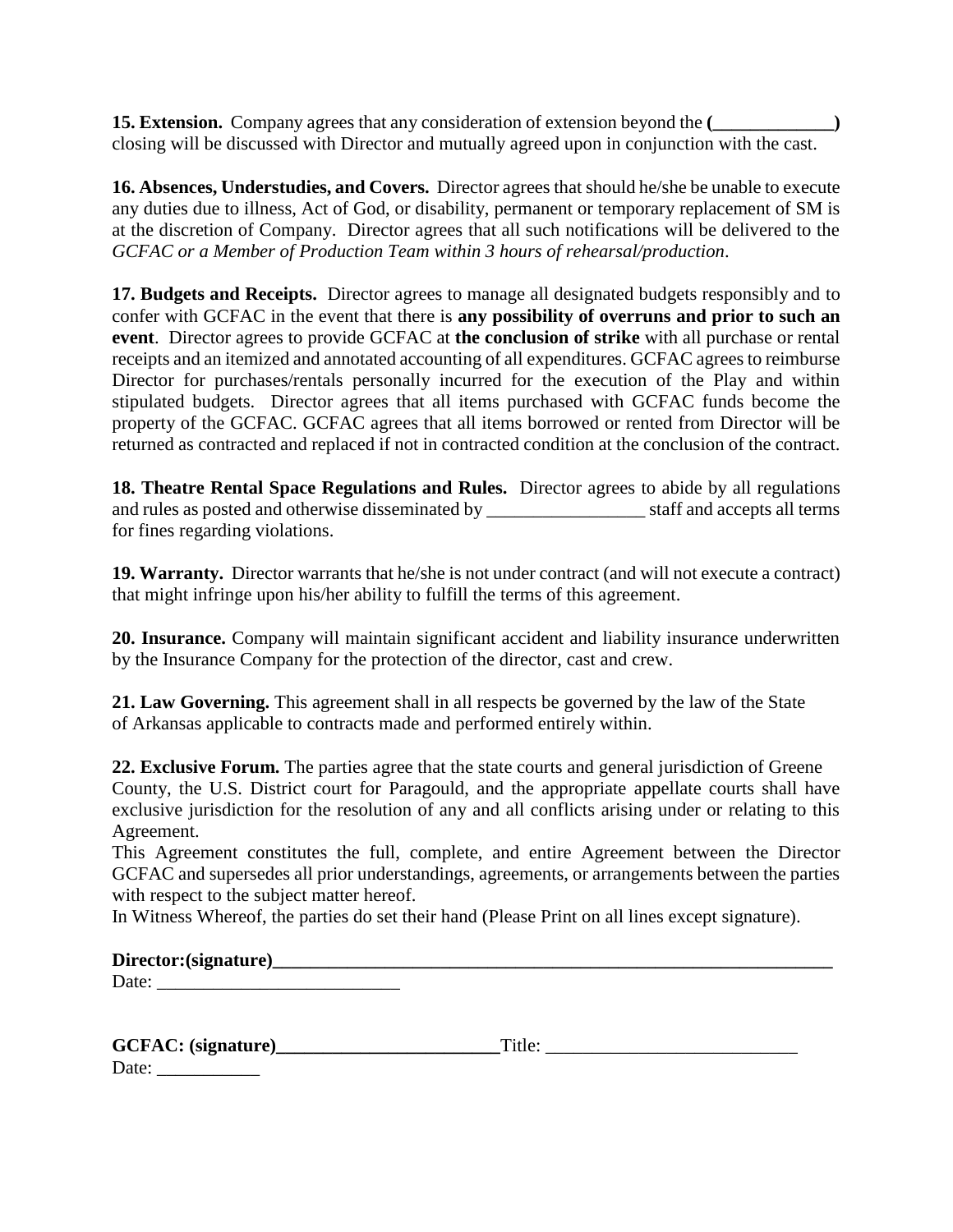**15. Extension.** Company agrees that any consideration of extension beyond the **(_____________)** closing will be discussed with Director and mutually agreed upon in conjunction with the cast.

**16. Absences, Understudies, and Covers.** Director agrees that should he/she be unable to execute any duties due to illness, Act of God, or disability, permanent or temporary replacement of SM is at the discretion of Company. Director agrees that all such notifications will be delivered to the *GCFAC or a Member of Production Team within 3 hours of rehearsal/production*.

**17. Budgets and Receipts.** Director agrees to manage all designated budgets responsibly and to confer with GCFAC in the event that there is **any possibility of overruns and prior to such an event**. Director agrees to provide GCFAC at **the conclusion of strike** with all purchase or rental receipts and an itemized and annotated accounting of all expenditures. GCFAC agrees to reimburse Director for purchases/rentals personally incurred for the execution of the Play and within stipulated budgets. Director agrees that all items purchased with GCFAC funds become the property of the GCFAC. GCFAC agrees that all items borrowed or rented from Director will be returned as contracted and replaced if not in contracted condition at the conclusion of the contract.

**18. Theatre Rental Space Regulations and Rules.** Director agrees to abide by all regulations and rules as posted and otherwise disseminated by _________________ staff and accepts all terms for fines regarding violations.

**19. Warranty.** Director warrants that he/she is not under contract (and will not execute a contract) that might infringe upon his/her ability to fulfill the terms of this agreement.

**20. Insurance.** Company will maintain significant accident and liability insurance underwritten by the Insurance Company for the protection of the director, cast and crew.

**21. Law Governing.** This agreement shall in all respects be governed by the law of the State of Arkansas applicable to contracts made and performed entirely within.

**22. Exclusive Forum.** The parties agree that the state courts and general jurisdiction of Greene County, the U.S. District court for Paragould, and the appropriate appellate courts shall have exclusive jurisdiction for the resolution of any and all conflicts arising under or relating to this Agreement.

This Agreement constitutes the full, complete, and entire Agreement between the Director GCFAC and supersedes all prior understandings, agreements, or arrangements between the parties with respect to the subject matter hereof.

In Witness Whereof, the parties do set their hand (Please Print on all lines except signature).

**Director:(signature)_______________________________________________________________**

Date: __________________________

**GCFAC: (signature)________________________** Title: ___________________________

Date: ___________